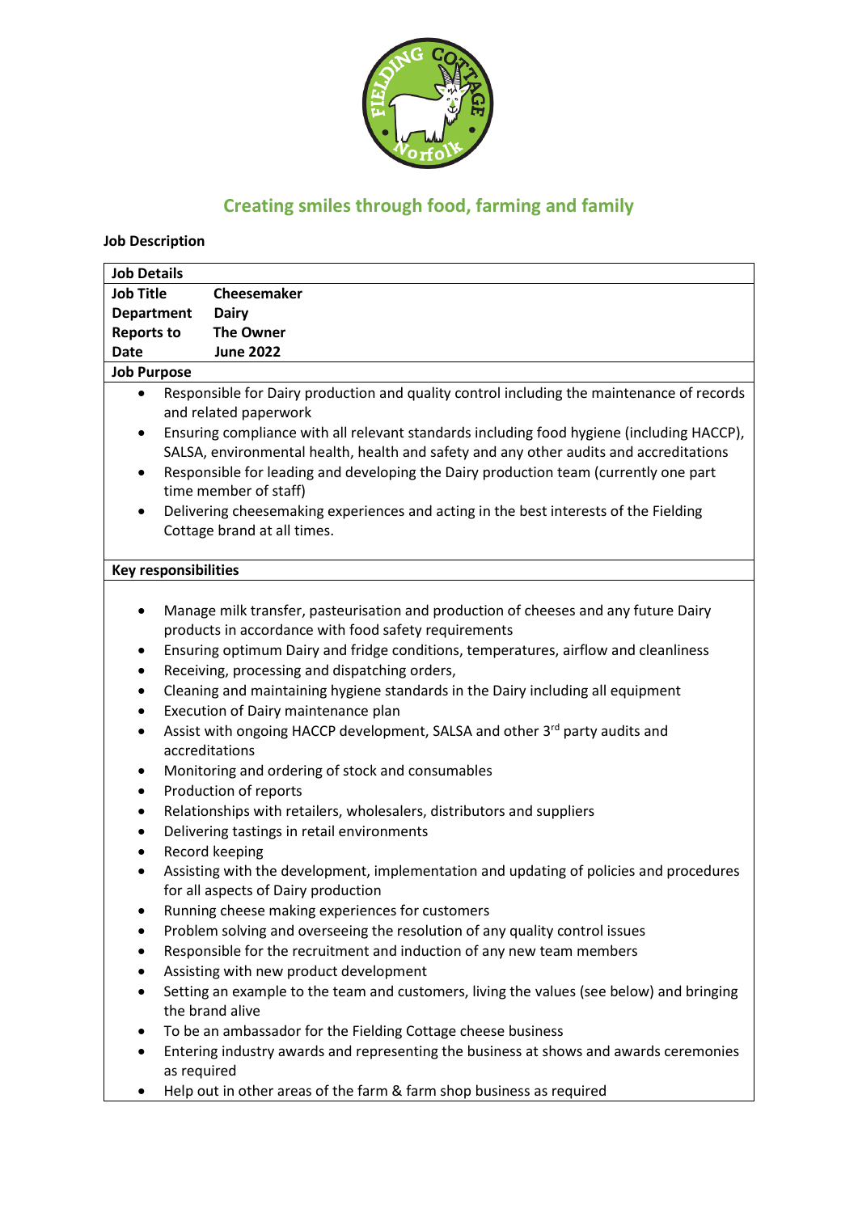## Creating smiles through food, farming and family

**Job Description**

| **Job Details** | |
|---|---|
| **Job Title** | **Cheesemaker** |
| **Department** | **Dairy** |
| **Reports to** | **The Owner** |
| **Date** | **June 2022** |

**Job Purpose**

- Responsible for Dairy production and quality control including the maintenance of records and related paperwork
- Ensuring compliance with all relevant standards including food hygiene (including HACCP), SALSA, environmental health, health and safety and any other audits and accreditations
- Responsible for leading and developing the Dairy production team (currently one part time member of staff)
- Delivering cheesemaking experiences and acting in the best interests of the Fielding Cottage brand at all times.

**Key responsibilities**

- Manage milk transfer, pasteurisation and production of cheeses and any future Dairy products in accordance with food safety requirements
- Ensuring optimum Dairy and fridge conditions, temperatures, airflow and cleanliness
- Receiving, processing and dispatching orders,
- Cleaning and maintaining hygiene standards in the Dairy including all equipment
- Execution of Dairy maintenance plan
- Assist with ongoing HACCP development, SALSA and other 3rd party audits and accreditations
- Monitoring and ordering of stock and consumables
- Production of reports
- Relationships with retailers, wholesalers, distributors and suppliers
- Delivering tastings in retail environments
- Record keeping
- Assisting with the development, implementation and updating of policies and procedures for all aspects of Dairy production
- Running cheese making experiences for customers
- Problem solving and overseeing the resolution of any quality control issues
- Responsible for the recruitment and induction of any new team members
- Assisting with new product development
- Setting an example to the team and customers, living the values (see below) and bringing the brand alive
- To be an ambassador for the Fielding Cottage cheese business
- Entering industry awards and representing the business at shows and awards ceremonies as required
- Help out in other areas of the farm & farm shop business as required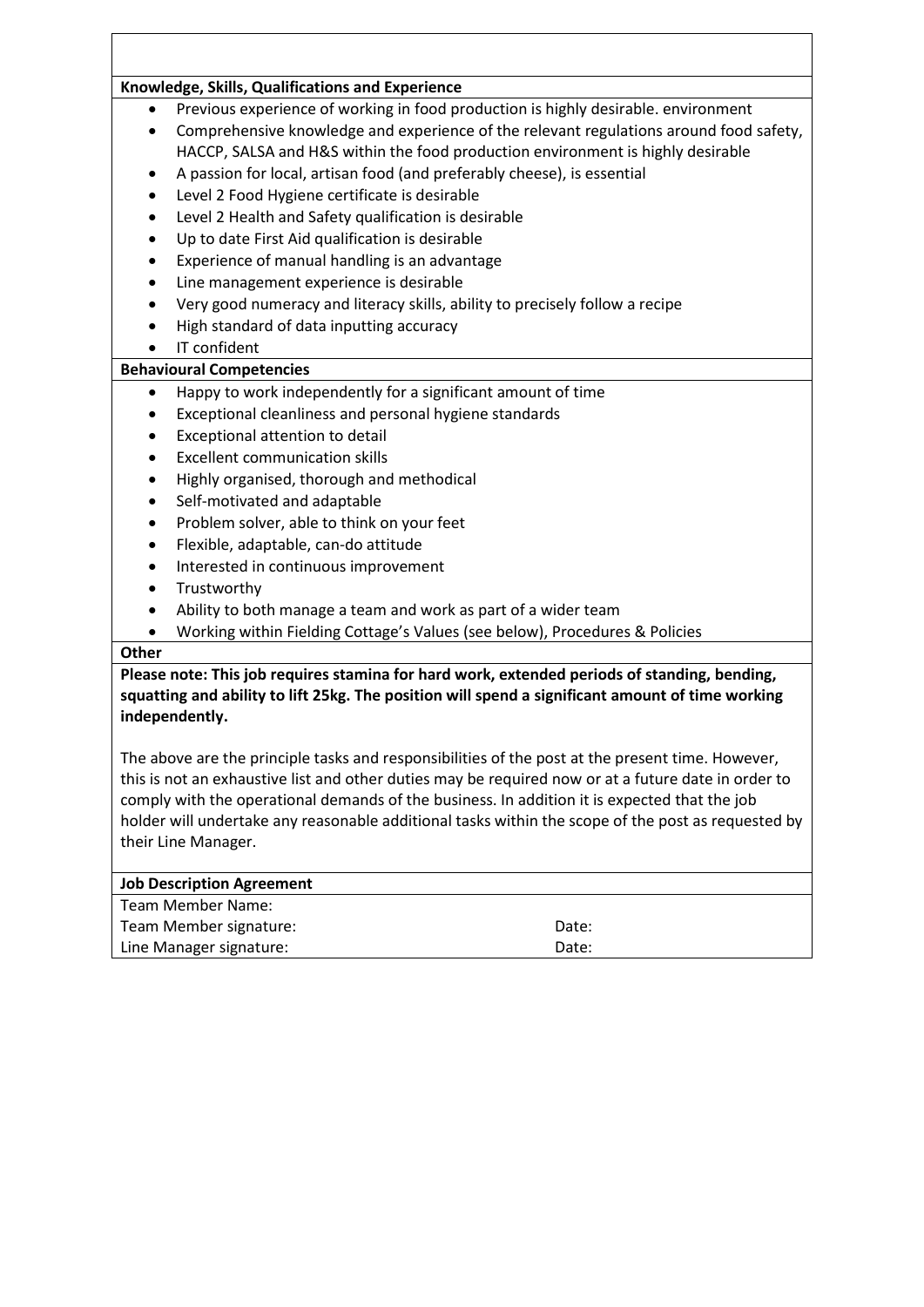**Knowledge, Skills, Qualifications and Experience**

- Previous experience of working in food production is highly desirable. environment
- Comprehensive knowledge and experience of the relevant regulations around food safety, HACCP, SALSA and H&S within the food production environment is highly desirable
- A passion for local, artisan food (and preferably cheese), is essential
- Level 2 Food Hygiene certificate is desirable
- Level 2 Health and Safety qualification is desirable
- Up to date First Aid qualification is desirable
- Experience of manual handling is an advantage
- Line management experience is desirable
- Very good numeracy and literacy skills, ability to precisely follow a recipe
- High standard of data inputting accuracy
- IT confident

**Behavioural Competencies**

- Happy to work independently for a significant amount of time
- Exceptional cleanliness and personal hygiene standards
- Exceptional attention to detail
- Excellent communication skills
- Highly organised, thorough and methodical
- Self-motivated and adaptable
- Problem solver, able to think on your feet
- Flexible, adaptable, can-do attitude
- Interested in continuous improvement
- Trustworthy
- Ability to both manage a team and work as part of a wider team
- Working within Fielding Cottage's Values (see below), Procedures & Policies

**Other**

**Please note: This job requires stamina for hard work, extended periods of standing, bending, squatting and ability to lift 25kg. The position will spend a significant amount of time working independently.**

The above are the principle tasks and responsibilities of the post at the present time. However, this is not an exhaustive list and other duties may be required now or at a future date in order to comply with the operational demands of the business. In addition it is expected that the job holder will undertake any reasonable additional tasks within the scope of the post as requested by their Line Manager.

**Job Description Agreement**

| | |
|---|---|
| Team Member Name: | |
| Team Member signature: | Date: |
| Line Manager signature: | Date: |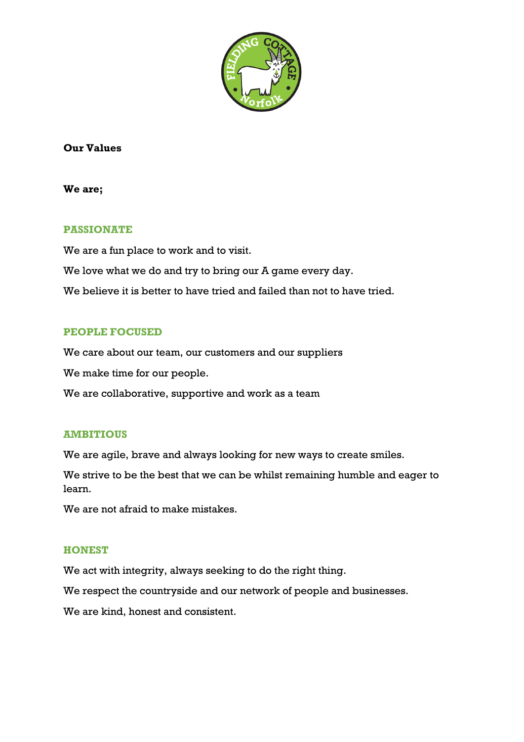**Our Values**

**We are;**

## PASSIONATE

We are a fun place to work and to visit.

We love what we do and try to bring our A game every day.

We believe it is better to have tried and failed than not to have tried.

## PEOPLE FOCUSED

We care about our team, our customers and our suppliers

We make time for our people.

We are collaborative, supportive and work as a team

## AMBITIOUS

We are agile, brave and always looking for new ways to create smiles.

We strive to be the best that we can be whilst remaining humble and eager to learn.

We are not afraid to make mistakes.

## HONEST

We act with integrity, always seeking to do the right thing.

We respect the countryside and our network of people and businesses.

We are kind, honest and consistent.